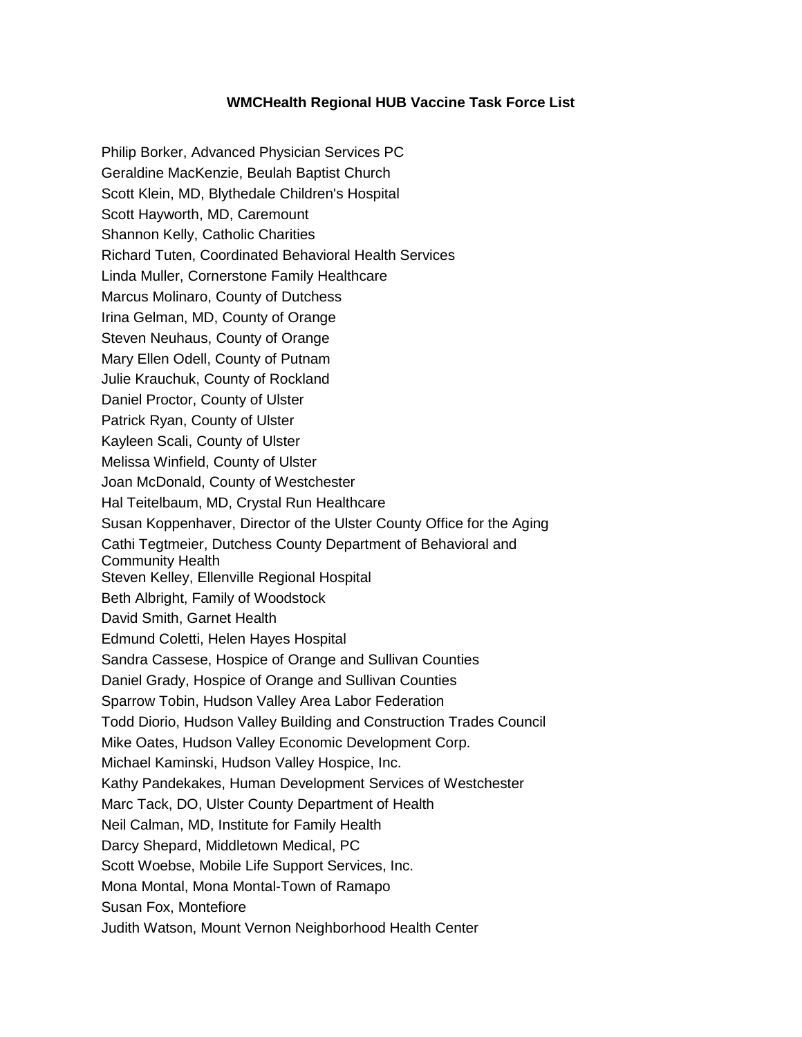# WMCHealth Regional HUB Vaccine Task Force List

Philip Borker, Advanced Physician Services PC
Geraldine MacKenzie, Beulah Baptist Church
Scott Klein, MD, Blythedale Children's Hospital
Scott Hayworth, MD, Caremount
Shannon Kelly, Catholic Charities
Richard Tuten, Coordinated Behavioral Health Services
Linda Muller, Cornerstone Family Healthcare
Marcus Molinaro, County of Dutchess
Irina Gelman, MD, County of Orange
Steven Neuhaus, County of Orange
Mary Ellen Odell, County of Putnam
Julie Krauchuk, County of Rockland
Daniel Proctor, County of Ulster
Patrick Ryan, County of Ulster
Kayleen Scali, County of Ulster
Melissa Winfield, County of Ulster
Joan McDonald, County of Westchester
Hal Teitelbaum, MD, Crystal Run Healthcare
Susan Koppenhaver, Director of the Ulster County Office for the Aging
Cathi Tegtmeier, Dutchess County Department of Behavioral and Community Health
Steven Kelley, Ellenville Regional Hospital
Beth Albright, Family of Woodstock
David Smith, Garnet Health
Edmund Coletti, Helen Hayes Hospital
Sandra Cassese, Hospice of Orange and Sullivan Counties
Daniel Grady, Hospice of Orange and Sullivan Counties
Sparrow Tobin, Hudson Valley Area Labor Federation
Todd Diorio, Hudson Valley Building and Construction Trades Council
Mike Oates, Hudson Valley Economic Development Corp.
Michael Kaminski, Hudson Valley Hospice, Inc.
Kathy Pandekakes, Human Development Services of Westchester
Marc Tack, DO, Ulster County Department of Health
Neil Calman, MD, Institute for Family Health
Darcy Shepard, Middletown Medical, PC
Scott Woebse, Mobile Life Support Services, Inc.
Mona Montal, Mona Montal-Town of Ramapo
Susan Fox, Montefiore
Judith Watson, Mount Vernon Neighborhood Health Center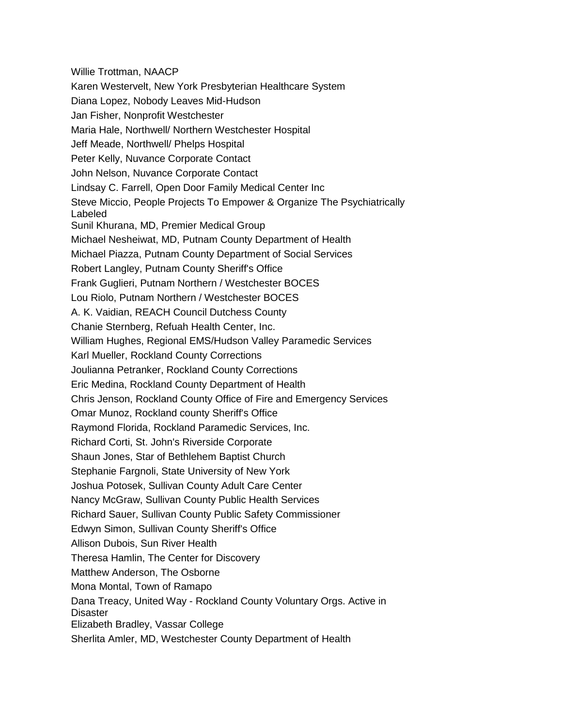Willie Trottman, NAACP

Karen Westervelt, New York Presbyterian Healthcare System

Diana Lopez, Nobody Leaves Mid-Hudson

Jan Fisher, Nonprofit Westchester

Maria Hale, Northwell/ Northern Westchester Hospital

Jeff Meade, Northwell/ Phelps Hospital

Peter Kelly, Nuvance Corporate Contact

John Nelson, Nuvance Corporate Contact

Lindsay C. Farrell, Open Door Family Medical Center Inc

Steve Miccio, People Projects To Empower & Organize The Psychiatrically Labeled

Sunil Khurana, MD, Premier Medical Group

Michael Nesheiwat, MD, Putnam County Department of Health

Michael Piazza, Putnam County Department of Social Services

Robert Langley, Putnam County Sheriff's Office

Frank Guglieri, Putnam Northern / Westchester BOCES

Lou Riolo, Putnam Northern / Westchester BOCES

A. K. Vaidian, REACH Council Dutchess County

Chanie Sternberg, Refuah Health Center, Inc.

William Hughes, Regional EMS/Hudson Valley Paramedic Services

Karl Mueller, Rockland County Corrections

Joulianna Petranker, Rockland County Corrections

Eric Medina, Rockland County Department of Health

Chris Jenson, Rockland County Office of Fire and Emergency Services

Omar Munoz, Rockland county Sheriff's Office

Raymond Florida, Rockland Paramedic Services, Inc.

Richard Corti, St. John's Riverside Corporate

Shaun Jones, Star of Bethlehem Baptist Church

Stephanie Fargnoli, State University of New York

Joshua Potosek, Sullivan County Adult Care Center

Nancy McGraw, Sullivan County Public Health Services

Richard Sauer, Sullivan County Public Safety Commissioner

Edwyn Simon, Sullivan County Sheriff's Office

Allison Dubois, Sun River Health

Theresa Hamlin, The Center for Discovery

Matthew Anderson, The Osborne

Mona Montal, Town of Ramapo

Dana Treacy, United Way - Rockland County Voluntary Orgs. Active in Disaster

Elizabeth Bradley, Vassar College

Sherlita Amler, MD, Westchester County Department of Health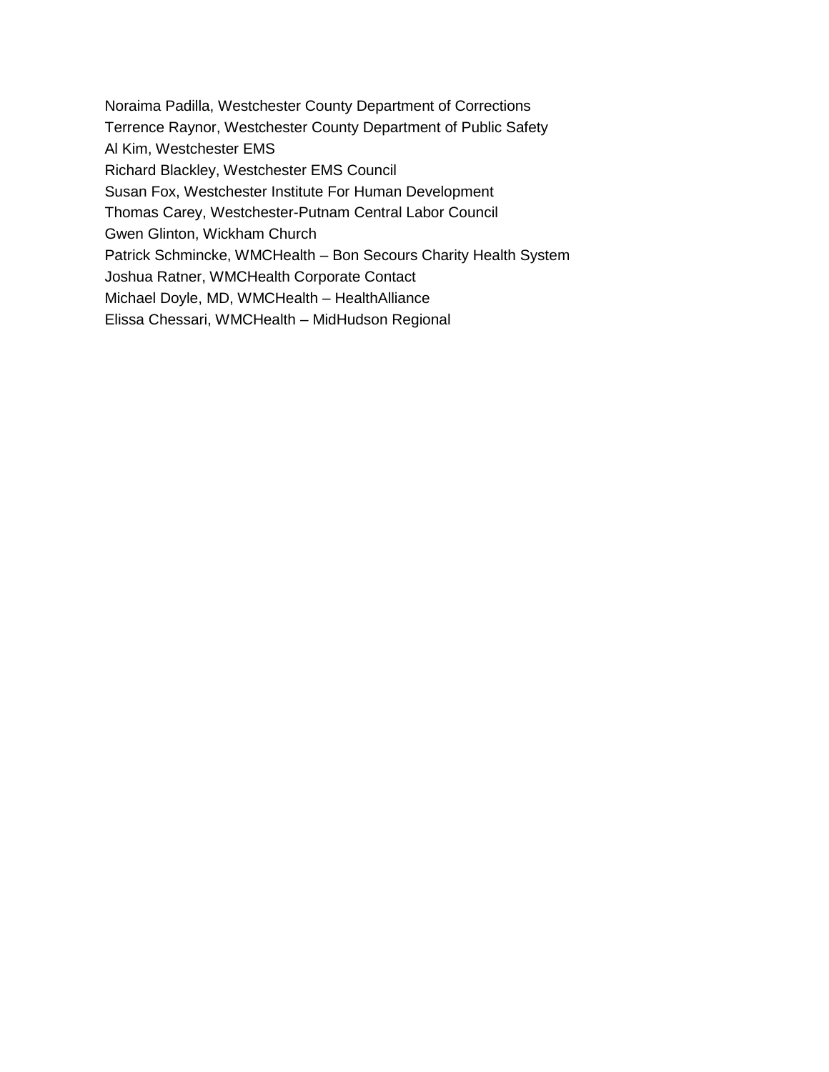Noraima Padilla, Westchester County Department of Corrections
Terrence Raynor, Westchester County Department of Public Safety
Al Kim, Westchester EMS
Richard Blackley, Westchester EMS Council
Susan Fox, Westchester Institute For Human Development
Thomas Carey, Westchester-Putnam Central Labor Council
Gwen Glinton, Wickham Church
Patrick Schmincke, WMCHealth – Bon Secours Charity Health System
Joshua Ratner, WMCHealth Corporate Contact
Michael Doyle, MD, WMCHealth – HealthAlliance
Elissa Chessari, WMCHealth – MidHudson Regional